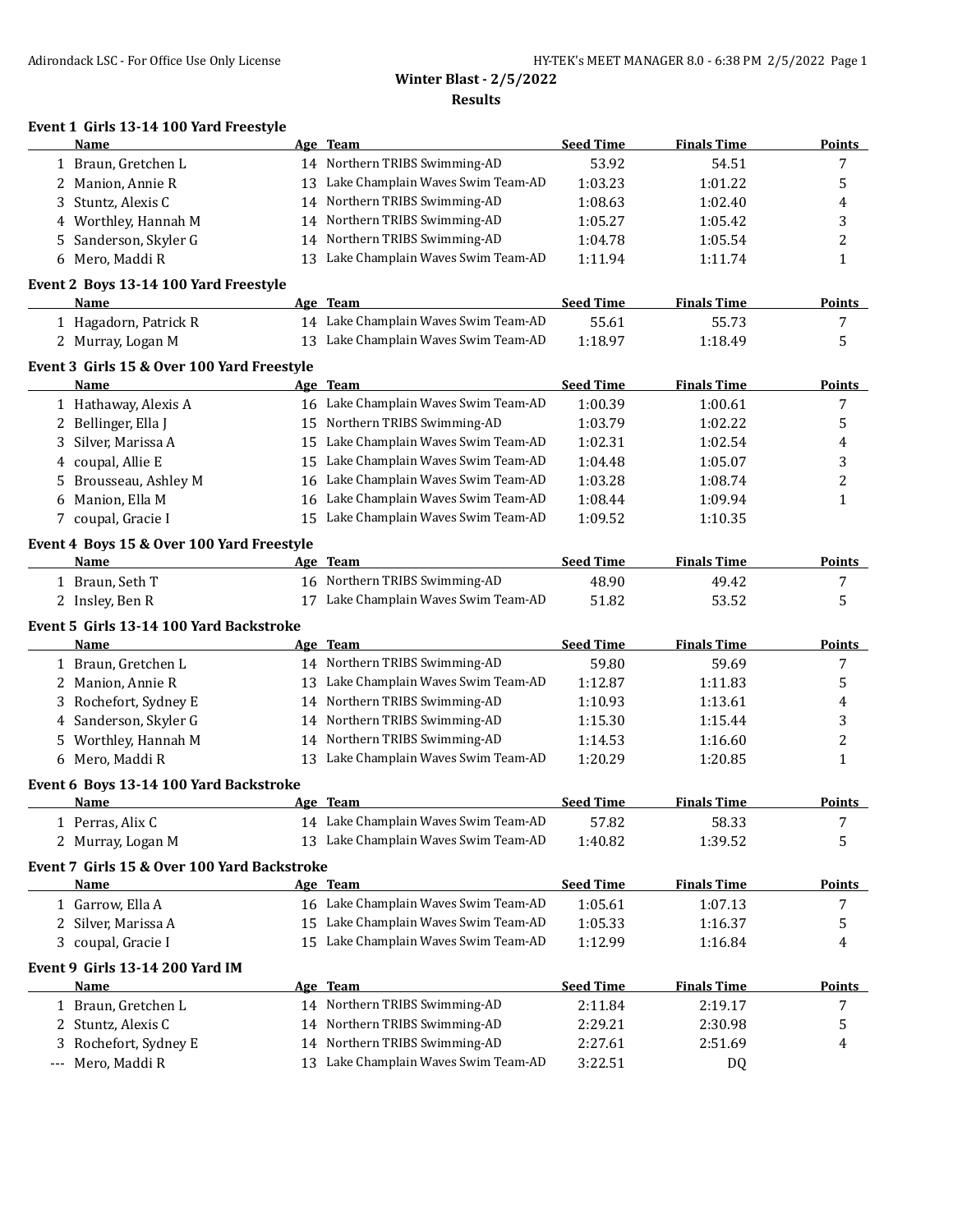# Winter Blast - 2/5/2022

## Results

### Event 1 Girls 13-14 100 Yard Freestyle

| | Name | Age | Team | Seed Time | Finals Time | Points |
|---|---|---|---|---|---|---|
| 1 | Braun, Gretchen L | 14 | Northern TRIBS Swimming-AD | 53.92 | 54.51 | 7 |
| 2 | Manion, Annie R | 13 | Lake Champlain Waves Swim Team-AD | 1:03.23 | 1:01.22 | 5 |
| 3 | Stuntz, Alexis C | 14 | Northern TRIBS Swimming-AD | 1:08.63 | 1:02.40 | 4 |
| 4 | Worthley, Hannah M | 14 | Northern TRIBS Swimming-AD | 1:05.27 | 1:05.42 | 3 |
| 5 | Sanderson, Skyler G | 14 | Northern TRIBS Swimming-AD | 1:04.78 | 1:05.54 | 2 |
| 6 | Mero, Maddi R | 13 | Lake Champlain Waves Swim Team-AD | 1:11.94 | 1:11.74 | 1 |

### Event 2 Boys 13-14 100 Yard Freestyle

| | Name | Age | Team | Seed Time | Finals Time | Points |
|---|---|---|---|---|---|---|
| 1 | Hagadorn, Patrick R | 14 | Lake Champlain Waves Swim Team-AD | 55.61 | 55.73 | 7 |
| 2 | Murray, Logan M | 13 | Lake Champlain Waves Swim Team-AD | 1:18.97 | 1:18.49 | 5 |

### Event 3 Girls 15 & Over 100 Yard Freestyle

| | Name | Age | Team | Seed Time | Finals Time | Points |
|---|---|---|---|---|---|---|
| 1 | Hathaway, Alexis A | 16 | Lake Champlain Waves Swim Team-AD | 1:00.39 | 1:00.61 | 7 |
| 2 | Bellinger, Ella J | 15 | Northern TRIBS Swimming-AD | 1:03.79 | 1:02.22 | 5 |
| 3 | Silver, Marissa A | 15 | Lake Champlain Waves Swim Team-AD | 1:02.31 | 1:02.54 | 4 |
| 4 | coupal, Allie E | 15 | Lake Champlain Waves Swim Team-AD | 1:04.48 | 1:05.07 | 3 |
| 5 | Brousseau, Ashley M | 16 | Lake Champlain Waves Swim Team-AD | 1:03.28 | 1:08.74 | 2 |
| 6 | Manion, Ella M | 16 | Lake Champlain Waves Swim Team-AD | 1:08.44 | 1:09.94 | 1 |
| 7 | coupal, Gracie I | 15 | Lake Champlain Waves Swim Team-AD | 1:09.52 | 1:10.35 | |

### Event 4 Boys 15 & Over 100 Yard Freestyle

| | Name | Age | Team | Seed Time | Finals Time | Points |
|---|---|---|---|---|---|---|
| 1 | Braun, Seth T | 16 | Northern TRIBS Swimming-AD | 48.90 | 49.42 | 7 |
| 2 | Insley, Ben R | 17 | Lake Champlain Waves Swim Team-AD | 51.82 | 53.52 | 5 |

### Event 5 Girls 13-14 100 Yard Backstroke

| | Name | Age | Team | Seed Time | Finals Time | Points |
|---|---|---|---|---|---|---|
| 1 | Braun, Gretchen L | 14 | Northern TRIBS Swimming-AD | 59.80 | 59.69 | 7 |
| 2 | Manion, Annie R | 13 | Lake Champlain Waves Swim Team-AD | 1:12.87 | 1:11.83 | 5 |
| 3 | Rochefort, Sydney E | 14 | Northern TRIBS Swimming-AD | 1:10.93 | 1:13.61 | 4 |
| 4 | Sanderson, Skyler G | 14 | Northern TRIBS Swimming-AD | 1:15.30 | 1:15.44 | 3 |
| 5 | Worthley, Hannah M | 14 | Northern TRIBS Swimming-AD | 1:14.53 | 1:16.60 | 2 |
| 6 | Mero, Maddi R | 13 | Lake Champlain Waves Swim Team-AD | 1:20.29 | 1:20.85 | 1 |

### Event 6 Boys 13-14 100 Yard Backstroke

| | Name | Age | Team | Seed Time | Finals Time | Points |
|---|---|---|---|---|---|---|
| 1 | Perras, Alix C | 14 | Lake Champlain Waves Swim Team-AD | 57.82 | 58.33 | 7 |
| 2 | Murray, Logan M | 13 | Lake Champlain Waves Swim Team-AD | 1:40.82 | 1:39.52 | 5 |

### Event 7 Girls 15 & Over 100 Yard Backstroke

| | Name | Age | Team | Seed Time | Finals Time | Points |
|---|---|---|---|---|---|---|
| 1 | Garrow, Ella A | 16 | Lake Champlain Waves Swim Team-AD | 1:05.61 | 1:07.13 | 7 |
| 2 | Silver, Marissa A | 15 | Lake Champlain Waves Swim Team-AD | 1:05.33 | 1:16.37 | 5 |
| 3 | coupal, Gracie I | 15 | Lake Champlain Waves Swim Team-AD | 1:12.99 | 1:16.84 | 4 |

### Event 9 Girls 13-14 200 Yard IM

| | Name | Age | Team | Seed Time | Finals Time | Points |
|---|---|---|---|---|---|---|
| 1 | Braun, Gretchen L | 14 | Northern TRIBS Swimming-AD | 2:11.84 | 2:19.17 | 7 |
| 2 | Stuntz, Alexis C | 14 | Northern TRIBS Swimming-AD | 2:29.21 | 2:30.98 | 5 |
| 3 | Rochefort, Sydney E | 14 | Northern TRIBS Swimming-AD | 2:27.61 | 2:51.69 | 4 |
| --- | Mero, Maddi R | 13 | Lake Champlain Waves Swim Team-AD | 3:22.51 | DQ | |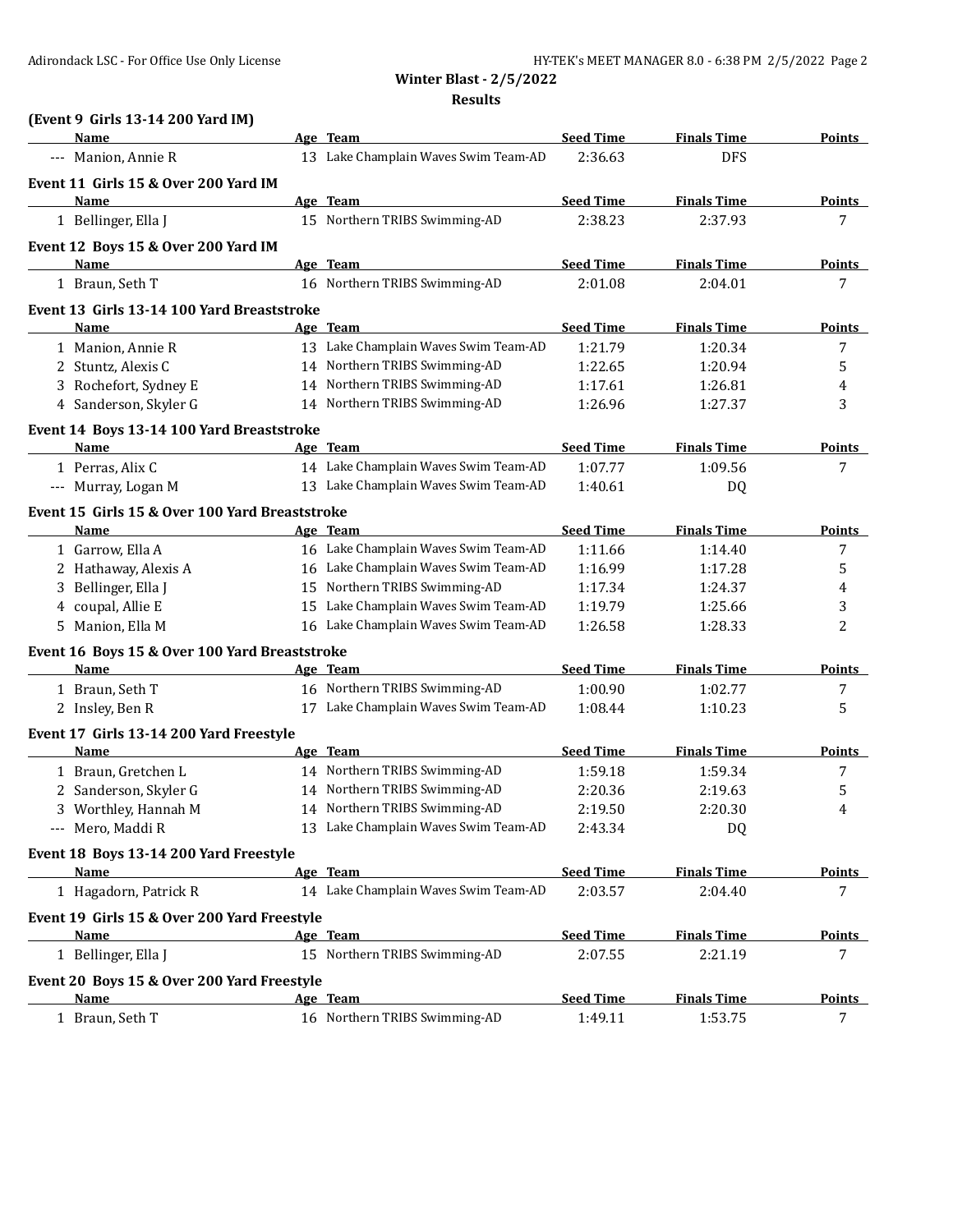**Winter Blast - 2/5/2022**

**Results**

### (Event 9 Girls 13-14 200 Yard IM)

| | Name | Age | Team | Seed Time | Finals Time | Points |
|---|---|---|---|---|---|---|
| --- | Manion, Annie R | 13 | Lake Champlain Waves Swim Team-AD | 2:36.63 | DFS | |

### Event 11 Girls 15 & Over 200 Yard IM

| | Name | Age | Team | Seed Time | Finals Time | Points |
|---|---|---|---|---|---|---|
| 1 | Bellinger, Ella J | 15 | Northern TRIBS Swimming-AD | 2:38.23 | 2:37.93 | 7 |

### Event 12 Boys 15 & Over 200 Yard IM

| | Name | Age | Team | Seed Time | Finals Time | Points |
|---|---|---|---|---|---|---|
| 1 | Braun, Seth T | 16 | Northern TRIBS Swimming-AD | 2:01.08 | 2:04.01 | 7 |

### Event 13 Girls 13-14 100 Yard Breaststroke

| | Name | Age | Team | Seed Time | Finals Time | Points |
|---|---|---|---|---|---|---|
| 1 | Manion, Annie R | 13 | Lake Champlain Waves Swim Team-AD | 1:21.79 | 1:20.34 | 7 |
| 2 | Stuntz, Alexis C | 14 | Northern TRIBS Swimming-AD | 1:22.65 | 1:20.94 | 5 |
| 3 | Rochefort, Sydney E | 14 | Northern TRIBS Swimming-AD | 1:17.61 | 1:26.81 | 4 |
| 4 | Sanderson, Skyler G | 14 | Northern TRIBS Swimming-AD | 1:26.96 | 1:27.37 | 3 |

### Event 14 Boys 13-14 100 Yard Breaststroke

| | Name | Age | Team | Seed Time | Finals Time | Points |
|---|---|---|---|---|---|---|
| 1 | Perras, Alix C | 14 | Lake Champlain Waves Swim Team-AD | 1:07.77 | 1:09.56 | 7 |
| --- | Murray, Logan M | 13 | Lake Champlain Waves Swim Team-AD | 1:40.61 | DQ | |

### Event 15 Girls 15 & Over 100 Yard Breaststroke

| | Name | Age | Team | Seed Time | Finals Time | Points |
|---|---|---|---|---|---|---|
| 1 | Garrow, Ella A | 16 | Lake Champlain Waves Swim Team-AD | 1:11.66 | 1:14.40 | 7 |
| 2 | Hathaway, Alexis A | 16 | Lake Champlain Waves Swim Team-AD | 1:16.99 | 1:17.28 | 5 |
| 3 | Bellinger, Ella J | 15 | Northern TRIBS Swimming-AD | 1:17.34 | 1:24.37 | 4 |
| 4 | coupal, Allie E | 15 | Lake Champlain Waves Swim Team-AD | 1:19.79 | 1:25.66 | 3 |
| 5 | Manion, Ella M | 16 | Lake Champlain Waves Swim Team-AD | 1:26.58 | 1:28.33 | 2 |

### Event 16 Boys 15 & Over 100 Yard Breaststroke

| | Name | Age | Team | Seed Time | Finals Time | Points |
|---|---|---|---|---|---|---|
| 1 | Braun, Seth T | 16 | Northern TRIBS Swimming-AD | 1:00.90 | 1:02.77 | 7 |
| 2 | Insley, Ben R | 17 | Lake Champlain Waves Swim Team-AD | 1:08.44 | 1:10.23 | 5 |

### Event 17 Girls 13-14 200 Yard Freestyle

| | Name | Age | Team | Seed Time | Finals Time | Points |
|---|---|---|---|---|---|---|
| 1 | Braun, Gretchen L | 14 | Northern TRIBS Swimming-AD | 1:59.18 | 1:59.34 | 7 |
| 2 | Sanderson, Skyler G | 14 | Northern TRIBS Swimming-AD | 2:20.36 | 2:19.63 | 5 |
| 3 | Worthley, Hannah M | 14 | Northern TRIBS Swimming-AD | 2:19.50 | 2:20.30 | 4 |
| --- | Mero, Maddi R | 13 | Lake Champlain Waves Swim Team-AD | 2:43.34 | DQ | |

### Event 18 Boys 13-14 200 Yard Freestyle

| | Name | Age | Team | Seed Time | Finals Time | Points |
|---|---|---|---|---|---|---|
| 1 | Hagadorn, Patrick R | 14 | Lake Champlain Waves Swim Team-AD | 2:03.57 | 2:04.40 | 7 |

### Event 19 Girls 15 & Over 200 Yard Freestyle

| | Name | Age | Team | Seed Time | Finals Time | Points |
|---|---|---|---|---|---|---|
| 1 | Bellinger, Ella J | 15 | Northern TRIBS Swimming-AD | 2:07.55 | 2:21.19 | 7 |

### Event 20 Boys 15 & Over 200 Yard Freestyle

| | Name | Age | Team | Seed Time | Finals Time | Points |
|---|---|---|---|---|---|---|
| 1 | Braun, Seth T | 16 | Northern TRIBS Swimming-AD | 1:49.11 | 1:53.75 | 7 |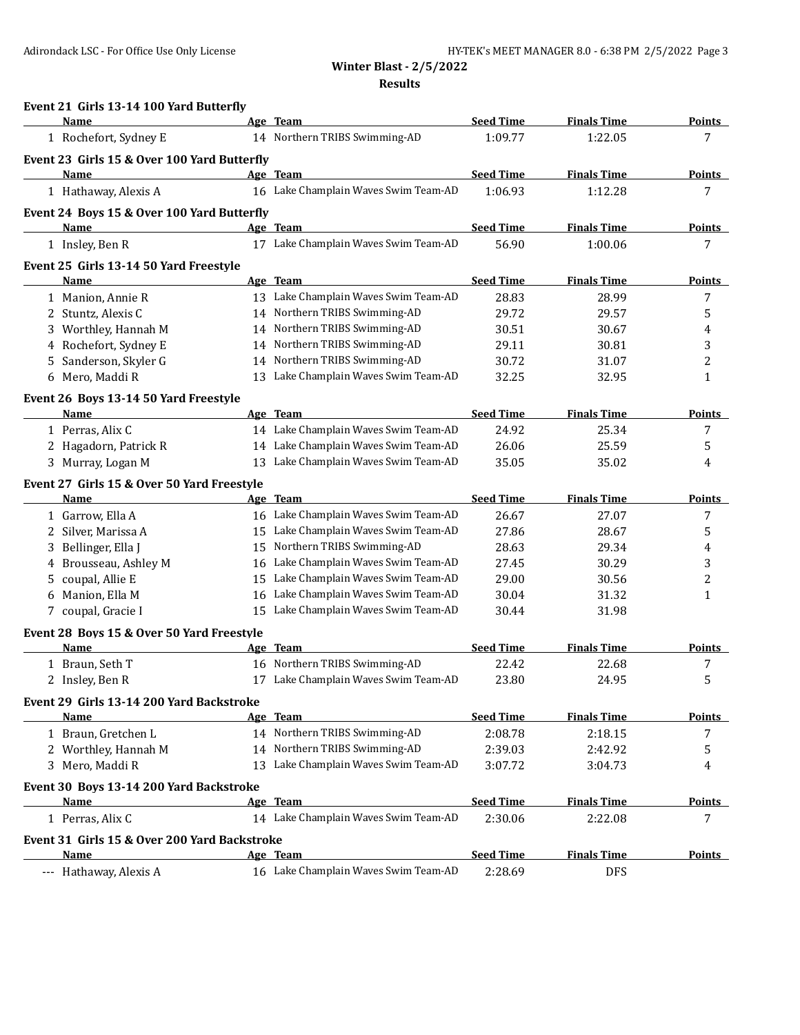**Winter Blast - 2/5/2022**

**Results**

### Event 21 Girls 13-14 100 Yard Butterfly

| | Name | Age | Team | Seed Time | Finals Time | Points |
|---|---|---|---|---|---|---|
| 1 | Rochefort, Sydney E | 14 | Northern TRIBS Swimming-AD | 1:09.77 | 1:22.05 | 7 |

### Event 23 Girls 15 & Over 100 Yard Butterfly

| | Name | Age | Team | Seed Time | Finals Time | Points |
|---|---|---|---|---|---|---|
| 1 | Hathaway, Alexis A | 16 | Lake Champlain Waves Swim Team-AD | 1:06.93 | 1:12.28 | 7 |

### Event 24 Boys 15 & Over 100 Yard Butterfly

| | Name | Age | Team | Seed Time | Finals Time | Points |
|---|---|---|---|---|---|---|
| 1 | Insley, Ben R | 17 | Lake Champlain Waves Swim Team-AD | 56.90 | 1:00.06 | 7 |

### Event 25 Girls 13-14 50 Yard Freestyle

| | Name | Age | Team | Seed Time | Finals Time | Points |
|---|---|---|---|---|---|---|
| 1 | Manion, Annie R | 13 | Lake Champlain Waves Swim Team-AD | 28.83 | 28.99 | 7 |
| 2 | Stuntz, Alexis C | 14 | Northern TRIBS Swimming-AD | 29.72 | 29.57 | 5 |
| 3 | Worthley, Hannah M | 14 | Northern TRIBS Swimming-AD | 30.51 | 30.67 | 4 |
| 4 | Rochefort, Sydney E | 14 | Northern TRIBS Swimming-AD | 29.11 | 30.81 | 3 |
| 5 | Sanderson, Skyler G | 14 | Northern TRIBS Swimming-AD | 30.72 | 31.07 | 2 |
| 6 | Mero, Maddi R | 13 | Lake Champlain Waves Swim Team-AD | 32.25 | 32.95 | 1 |

### Event 26 Boys 13-14 50 Yard Freestyle

| | Name | Age | Team | Seed Time | Finals Time | Points |
|---|---|---|---|---|---|---|
| 1 | Perras, Alix C | 14 | Lake Champlain Waves Swim Team-AD | 24.92 | 25.34 | 7 |
| 2 | Hagadorn, Patrick R | 14 | Lake Champlain Waves Swim Team-AD | 26.06 | 25.59 | 5 |
| 3 | Murray, Logan M | 13 | Lake Champlain Waves Swim Team-AD | 35.05 | 35.02 | 4 |

### Event 27 Girls 15 & Over 50 Yard Freestyle

| | Name | Age | Team | Seed Time | Finals Time | Points |
|---|---|---|---|---|---|---|
| 1 | Garrow, Ella A | 16 | Lake Champlain Waves Swim Team-AD | 26.67 | 27.07 | 7 |
| 2 | Silver, Marissa A | 15 | Lake Champlain Waves Swim Team-AD | 27.86 | 28.67 | 5 |
| 3 | Bellinger, Ella J | 15 | Northern TRIBS Swimming-AD | 28.63 | 29.34 | 4 |
| 4 | Brousseau, Ashley M | 16 | Lake Champlain Waves Swim Team-AD | 27.45 | 30.29 | 3 |
| 5 | coupal, Allie E | 15 | Lake Champlain Waves Swim Team-AD | 29.00 | 30.56 | 2 |
| 6 | Manion, Ella M | 16 | Lake Champlain Waves Swim Team-AD | 30.04 | 31.32 | 1 |
| 7 | coupal, Gracie I | 15 | Lake Champlain Waves Swim Team-AD | 30.44 | 31.98 | |

### Event 28 Boys 15 & Over 50 Yard Freestyle

| | Name | Age | Team | Seed Time | Finals Time | Points |
|---|---|---|---|---|---|---|
| 1 | Braun, Seth T | 16 | Northern TRIBS Swimming-AD | 22.42 | 22.68 | 7 |
| 2 | Insley, Ben R | 17 | Lake Champlain Waves Swim Team-AD | 23.80 | 24.95 | 5 |

### Event 29 Girls 13-14 200 Yard Backstroke

| | Name | Age | Team | Seed Time | Finals Time | Points |
|---|---|---|---|---|---|---|
| 1 | Braun, Gretchen L | 14 | Northern TRIBS Swimming-AD | 2:08.78 | 2:18.15 | 7 |
| 2 | Worthley, Hannah M | 14 | Northern TRIBS Swimming-AD | 2:39.03 | 2:42.92 | 5 |
| 3 | Mero, Maddi R | 13 | Lake Champlain Waves Swim Team-AD | 3:07.72 | 3:04.73 | 4 |

### Event 30 Boys 13-14 200 Yard Backstroke

| | Name | Age | Team | Seed Time | Finals Time | Points |
|---|---|---|---|---|---|---|
| 1 | Perras, Alix C | 14 | Lake Champlain Waves Swim Team-AD | 2:30.06 | 2:22.08 | 7 |

### Event 31 Girls 15 & Over 200 Yard Backstroke

| | Name | Age | Team | Seed Time | Finals Time | Points |
|---|---|---|---|---|---|---|
| --- | Hathaway, Alexis A | 16 | Lake Champlain Waves Swim Team-AD | 2:28.69 | DFS | |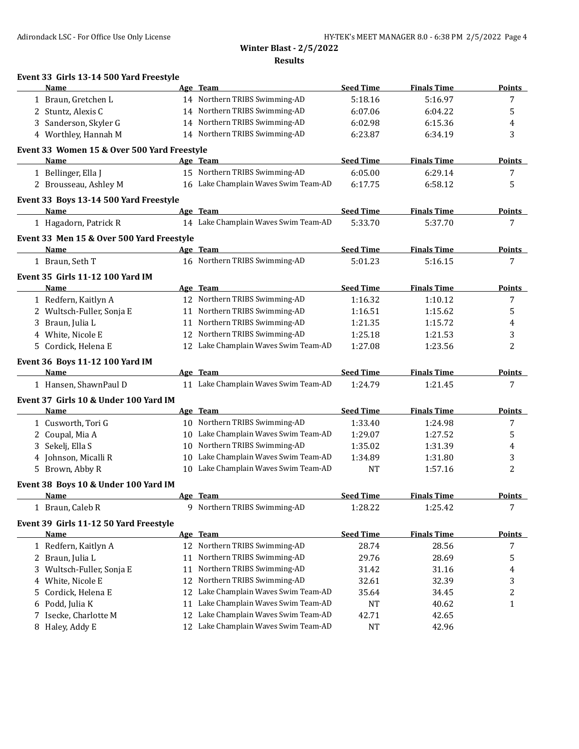**Winter Blast - 2/5/2022**

**Results**

**Event 33 Girls 13-14 500 Yard Freestyle**

| | Name | Age | Team | Seed Time | Finals Time | Points |
|---|---|---|---|---|---|---|
| 1 | Braun, Gretchen L | 14 | Northern TRIBS Swimming-AD | 5:18.16 | 5:16.97 | 7 |
| 2 | Stuntz, Alexis C | 14 | Northern TRIBS Swimming-AD | 6:07.06 | 6:04.22 | 5 |
| 3 | Sanderson, Skyler G | 14 | Northern TRIBS Swimming-AD | 6:02.98 | 6:15.36 | 4 |
| 4 | Worthley, Hannah M | 14 | Northern TRIBS Swimming-AD | 6:23.87 | 6:34.19 | 3 |

**Event 33 Women 15 & Over 500 Yard Freestyle**

| | Name | Age | Team | Seed Time | Finals Time | Points |
|---|---|---|---|---|---|---|
| 1 | Bellinger, Ella J | 15 | Northern TRIBS Swimming-AD | 6:05.00 | 6:29.14 | 7 |
| 2 | Brousseau, Ashley M | 16 | Lake Champlain Waves Swim Team-AD | 6:17.75 | 6:58.12 | 5 |

**Event 33 Boys 13-14 500 Yard Freestyle**

| | Name | Age | Team | Seed Time | Finals Time | Points |
|---|---|---|---|---|---|---|
| 1 | Hagadorn, Patrick R | 14 | Lake Champlain Waves Swim Team-AD | 5:33.70 | 5:37.70 | 7 |

**Event 33 Men 15 & Over 500 Yard Freestyle**

| | Name | Age | Team | Seed Time | Finals Time | Points |
|---|---|---|---|---|---|---|
| 1 | Braun, Seth T | 16 | Northern TRIBS Swimming-AD | 5:01.23 | 5:16.15 | 7 |

**Event 35 Girls 11-12 100 Yard IM**

| | Name | Age | Team | Seed Time | Finals Time | Points |
|---|---|---|---|---|---|---|
| 1 | Redfern, Kaitlyn A | 12 | Northern TRIBS Swimming-AD | 1:16.32 | 1:10.12 | 7 |
| 2 | Wultsch-Fuller, Sonja E | 11 | Northern TRIBS Swimming-AD | 1:16.51 | 1:15.62 | 5 |
| 3 | Braun, Julia L | 11 | Northern TRIBS Swimming-AD | 1:21.35 | 1:15.72 | 4 |
| 4 | White, Nicole E | 12 | Northern TRIBS Swimming-AD | 1:25.18 | 1:21.53 | 3 |
| 5 | Cordick, Helena E | 12 | Lake Champlain Waves Swim Team-AD | 1:27.08 | 1:23.56 | 2 |

**Event 36 Boys 11-12 100 Yard IM**

| | Name | Age | Team | Seed Time | Finals Time | Points |
|---|---|---|---|---|---|---|
| 1 | Hansen, ShawnPaul D | 11 | Lake Champlain Waves Swim Team-AD | 1:24.79 | 1:21.45 | 7 |

**Event 37 Girls 10 & Under 100 Yard IM**

| | Name | Age | Team | Seed Time | Finals Time | Points |
|---|---|---|---|---|---|---|
| 1 | Cusworth, Tori G | 10 | Northern TRIBS Swimming-AD | 1:33.40 | 1:24.98 | 7 |
| 2 | Coupal, Mia A | 10 | Lake Champlain Waves Swim Team-AD | 1:29.07 | 1:27.52 | 5 |
| 3 | Sekelj, Ella S | 10 | Northern TRIBS Swimming-AD | 1:35.02 | 1:31.39 | 4 |
| 4 | Johnson, Micalli R | 10 | Lake Champlain Waves Swim Team-AD | 1:34.89 | 1:31.80 | 3 |
| 5 | Brown, Abby R | 10 | Lake Champlain Waves Swim Team-AD | NT | 1:57.16 | 2 |

**Event 38 Boys 10 & Under 100 Yard IM**

| | Name | Age | Team | Seed Time | Finals Time | Points |
|---|---|---|---|---|---|---|
| 1 | Braun, Caleb R | 9 | Northern TRIBS Swimming-AD | 1:28.22 | 1:25.42 | 7 |

**Event 39 Girls 11-12 50 Yard Freestyle**

| | Name | Age | Team | Seed Time | Finals Time | Points |
|---|---|---|---|---|---|---|
| 1 | Redfern, Kaitlyn A | 12 | Northern TRIBS Swimming-AD | 28.74 | 28.56 | 7 |
| 2 | Braun, Julia L | 11 | Northern TRIBS Swimming-AD | 29.76 | 28.69 | 5 |
| 3 | Wultsch-Fuller, Sonja E | 11 | Northern TRIBS Swimming-AD | 31.42 | 31.16 | 4 |
| 4 | White, Nicole E | 12 | Northern TRIBS Swimming-AD | 32.61 | 32.39 | 3 |
| 5 | Cordick, Helena E | 12 | Lake Champlain Waves Swim Team-AD | 35.64 | 34.45 | 2 |
| 6 | Podd, Julia K | 11 | Lake Champlain Waves Swim Team-AD | NT | 40.62 | 1 |
| 7 | Isecke, Charlotte M | 12 | Lake Champlain Waves Swim Team-AD | 42.71 | 42.65 | |
| 8 | Haley, Addy E | 12 | Lake Champlain Waves Swim Team-AD | NT | 42.96 | |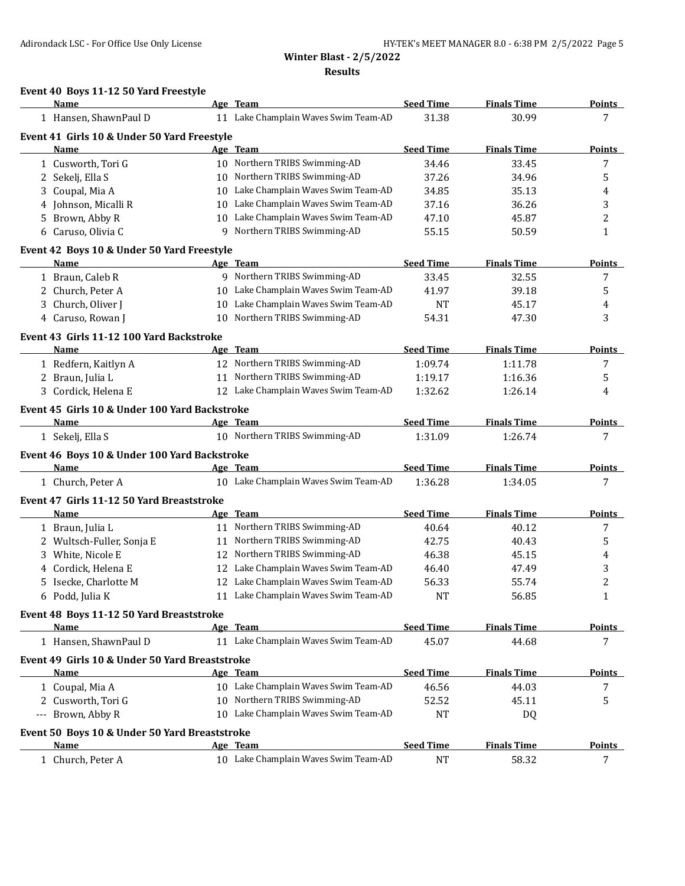## Winter Blast - 2/5/2022

### Results

**Event 40 Boys 11-12 50 Yard Freestyle**

| | Name | Age | Team | Seed Time | Finals Time | Points |
|---|---|---|---|---|---|---|
| 1 | Hansen, ShawnPaul D | 11 | Lake Champlain Waves Swim Team-AD | 31.38 | 30.99 | 7 |

**Event 41 Girls 10 & Under 50 Yard Freestyle**

| | Name | Age | Team | Seed Time | Finals Time | Points |
|---|---|---|---|---|---|---|
| 1 | Cusworth, Tori G | 10 | Northern TRIBS Swimming-AD | 34.46 | 33.45 | 7 |
| 2 | Sekelj, Ella S | 10 | Northern TRIBS Swimming-AD | 37.26 | 34.96 | 5 |
| 3 | Coupal, Mia A | 10 | Lake Champlain Waves Swim Team-AD | 34.85 | 35.13 | 4 |
| 4 | Johnson, Micalli R | 10 | Lake Champlain Waves Swim Team-AD | 37.16 | 36.26 | 3 |
| 5 | Brown, Abby R | 10 | Lake Champlain Waves Swim Team-AD | 47.10 | 45.87 | 2 |
| 6 | Caruso, Olivia C | 9 | Northern TRIBS Swimming-AD | 55.15 | 50.59 | 1 |

**Event 42 Boys 10 & Under 50 Yard Freestyle**

| | Name | Age | Team | Seed Time | Finals Time | Points |
|---|---|---|---|---|---|---|
| 1 | Braun, Caleb R | 9 | Northern TRIBS Swimming-AD | 33.45 | 32.55 | 7 |
| 2 | Church, Peter A | 10 | Lake Champlain Waves Swim Team-AD | 41.97 | 39.18 | 5 |
| 3 | Church, Oliver J | 10 | Lake Champlain Waves Swim Team-AD | NT | 45.17 | 4 |
| 4 | Caruso, Rowan J | 10 | Northern TRIBS Swimming-AD | 54.31 | 47.30 | 3 |

**Event 43 Girls 11-12 100 Yard Backstroke**

| | Name | Age | Team | Seed Time | Finals Time | Points |
|---|---|---|---|---|---|---|
| 1 | Redfern, Kaitlyn A | 12 | Northern TRIBS Swimming-AD | 1:09.74 | 1:11.78 | 7 |
| 2 | Braun, Julia L | 11 | Northern TRIBS Swimming-AD | 1:19.17 | 1:16.36 | 5 |
| 3 | Cordick, Helena E | 12 | Lake Champlain Waves Swim Team-AD | 1:32.62 | 1:26.14 | 4 |

**Event 45 Girls 10 & Under 100 Yard Backstroke**

| | Name | Age | Team | Seed Time | Finals Time | Points |
|---|---|---|---|---|---|---|
| 1 | Sekelj, Ella S | 10 | Northern TRIBS Swimming-AD | 1:31.09 | 1:26.74 | 7 |

**Event 46 Boys 10 & Under 100 Yard Backstroke**

| | Name | Age | Team | Seed Time | Finals Time | Points |
|---|---|---|---|---|---|---|
| 1 | Church, Peter A | 10 | Lake Champlain Waves Swim Team-AD | 1:36.28 | 1:34.05 | 7 |

**Event 47 Girls 11-12 50 Yard Breaststroke**

| | Name | Age | Team | Seed Time | Finals Time | Points |
|---|---|---|---|---|---|---|
| 1 | Braun, Julia L | 11 | Northern TRIBS Swimming-AD | 40.64 | 40.12 | 7 |
| 2 | Wultsch-Fuller, Sonja E | 11 | Northern TRIBS Swimming-AD | 42.75 | 40.43 | 5 |
| 3 | White, Nicole E | 12 | Northern TRIBS Swimming-AD | 46.38 | 45.15 | 4 |
| 4 | Cordick, Helena E | 12 | Lake Champlain Waves Swim Team-AD | 46.40 | 47.49 | 3 |
| 5 | Isecke, Charlotte M | 12 | Lake Champlain Waves Swim Team-AD | 56.33 | 55.74 | 2 |
| 6 | Podd, Julia K | 11 | Lake Champlain Waves Swim Team-AD | NT | 56.85 | 1 |

**Event 48 Boys 11-12 50 Yard Breaststroke**

| | Name | Age | Team | Seed Time | Finals Time | Points |
|---|---|---|---|---|---|---|
| 1 | Hansen, ShawnPaul D | 11 | Lake Champlain Waves Swim Team-AD | 45.07 | 44.68 | 7 |

**Event 49 Girls 10 & Under 50 Yard Breaststroke**

| | Name | Age | Team | Seed Time | Finals Time | Points |
|---|---|---|---|---|---|---|
| 1 | Coupal, Mia A | 10 | Lake Champlain Waves Swim Team-AD | 46.56 | 44.03 | 7 |
| 2 | Cusworth, Tori G | 10 | Northern TRIBS Swimming-AD | 52.52 | 45.11 | 5 |
| --- | Brown, Abby R | 10 | Lake Champlain Waves Swim Team-AD | NT | DQ | |

**Event 50 Boys 10 & Under 50 Yard Breaststroke**

| | Name | Age | Team | Seed Time | Finals Time | Points |
|---|---|---|---|---|---|---|
| 1 | Church, Peter A | 10 | Lake Champlain Waves Swim Team-AD | NT | 58.32 | 7 |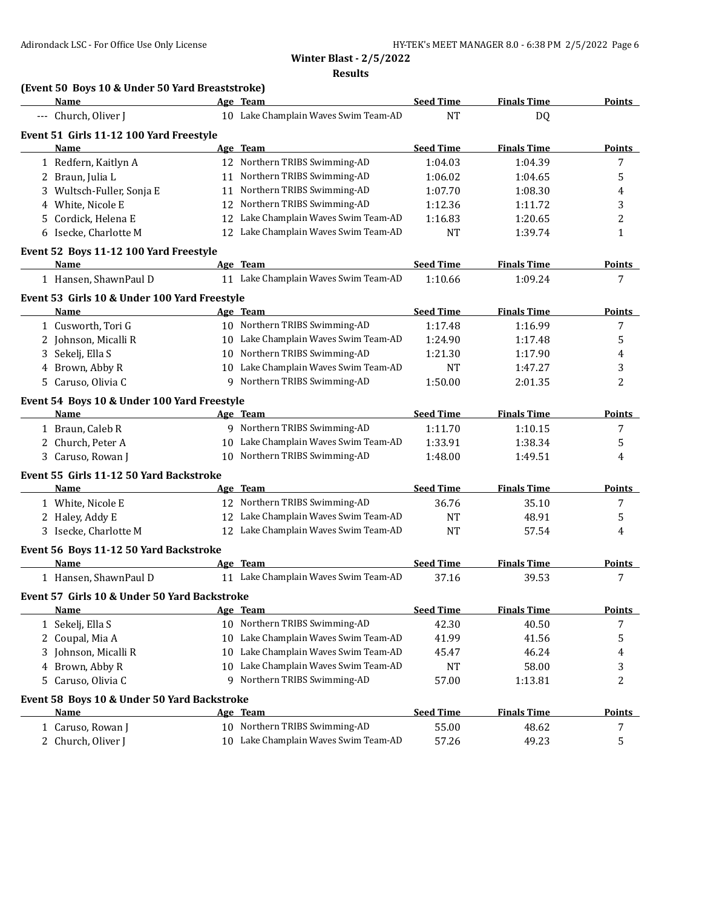**Winter Blast - 2/5/2022**

**Results**

### (Event 50 Boys 10 & Under 50 Yard Breaststroke)

| | Name | Age | Team | Seed Time | Finals Time | Points |
|---|---|---|---|---|---|---|
| --- | Church, Oliver J | 10 | Lake Champlain Waves Swim Team-AD | NT | DQ | |

### Event 51 Girls 11-12 100 Yard Freestyle

| | Name | Age | Team | Seed Time | Finals Time | Points |
|---|---|---|---|---|---|---|
| 1 | Redfern, Kaitlyn A | 12 | Northern TRIBS Swimming-AD | 1:04.03 | 1:04.39 | 7 |
| 2 | Braun, Julia L | 11 | Northern TRIBS Swimming-AD | 1:06.02 | 1:04.65 | 5 |
| 3 | Wultsch-Fuller, Sonja E | 11 | Northern TRIBS Swimming-AD | 1:07.70 | 1:08.30 | 4 |
| 4 | White, Nicole E | 12 | Northern TRIBS Swimming-AD | 1:12.36 | 1:11.72 | 3 |
| 5 | Cordick, Helena E | 12 | Lake Champlain Waves Swim Team-AD | 1:16.83 | 1:20.65 | 2 |
| 6 | Isecke, Charlotte M | 12 | Lake Champlain Waves Swim Team-AD | NT | 1:39.74 | 1 |

### Event 52 Boys 11-12 100 Yard Freestyle

| | Name | Age | Team | Seed Time | Finals Time | Points |
|---|---|---|---|---|---|---|
| 1 | Hansen, ShawnPaul D | 11 | Lake Champlain Waves Swim Team-AD | 1:10.66 | 1:09.24 | 7 |

### Event 53 Girls 10 & Under 100 Yard Freestyle

| | Name | Age | Team | Seed Time | Finals Time | Points |
|---|---|---|---|---|---|---|
| 1 | Cusworth, Tori G | 10 | Northern TRIBS Swimming-AD | 1:17.48 | 1:16.99 | 7 |
| 2 | Johnson, Micalli R | 10 | Lake Champlain Waves Swim Team-AD | 1:24.90 | 1:17.48 | 5 |
| 3 | Sekelj, Ella S | 10 | Northern TRIBS Swimming-AD | 1:21.30 | 1:17.90 | 4 |
| 4 | Brown, Abby R | 10 | Lake Champlain Waves Swim Team-AD | NT | 1:47.27 | 3 |
| 5 | Caruso, Olivia C | 9 | Northern TRIBS Swimming-AD | 1:50.00 | 2:01.35 | 2 |

### Event 54 Boys 10 & Under 100 Yard Freestyle

| | Name | Age | Team | Seed Time | Finals Time | Points |
|---|---|---|---|---|---|---|
| 1 | Braun, Caleb R | 9 | Northern TRIBS Swimming-AD | 1:11.70 | 1:10.15 | 7 |
| 2 | Church, Peter A | 10 | Lake Champlain Waves Swim Team-AD | 1:33.91 | 1:38.34 | 5 |
| 3 | Caruso, Rowan J | 10 | Northern TRIBS Swimming-AD | 1:48.00 | 1:49.51 | 4 |

### Event 55 Girls 11-12 50 Yard Backstroke

| | Name | Age | Team | Seed Time | Finals Time | Points |
|---|---|---|---|---|---|---|
| 1 | White, Nicole E | 12 | Northern TRIBS Swimming-AD | 36.76 | 35.10 | 7 |
| 2 | Haley, Addy E | 12 | Lake Champlain Waves Swim Team-AD | NT | 48.91 | 5 |
| 3 | Isecke, Charlotte M | 12 | Lake Champlain Waves Swim Team-AD | NT | 57.54 | 4 |

### Event 56 Boys 11-12 50 Yard Backstroke

| | Name | Age | Team | Seed Time | Finals Time | Points |
|---|---|---|---|---|---|---|
| 1 | Hansen, ShawnPaul D | 11 | Lake Champlain Waves Swim Team-AD | 37.16 | 39.53 | 7 |

### Event 57 Girls 10 & Under 50 Yard Backstroke

| | Name | Age | Team | Seed Time | Finals Time | Points |
|---|---|---|---|---|---|---|
| 1 | Sekelj, Ella S | 10 | Northern TRIBS Swimming-AD | 42.30 | 40.50 | 7 |
| 2 | Coupal, Mia A | 10 | Lake Champlain Waves Swim Team-AD | 41.99 | 41.56 | 5 |
| 3 | Johnson, Micalli R | 10 | Lake Champlain Waves Swim Team-AD | 45.47 | 46.24 | 4 |
| 4 | Brown, Abby R | 10 | Lake Champlain Waves Swim Team-AD | NT | 58.00 | 3 |
| 5 | Caruso, Olivia C | 9 | Northern TRIBS Swimming-AD | 57.00 | 1:13.81 | 2 |

### Event 58 Boys 10 & Under 50 Yard Backstroke

| | Name | Age | Team | Seed Time | Finals Time | Points |
|---|---|---|---|---|---|---|
| 1 | Caruso, Rowan J | 10 | Northern TRIBS Swimming-AD | 55.00 | 48.62 | 7 |
| 2 | Church, Oliver J | 10 | Lake Champlain Waves Swim Team-AD | 57.26 | 49.23 | 5 |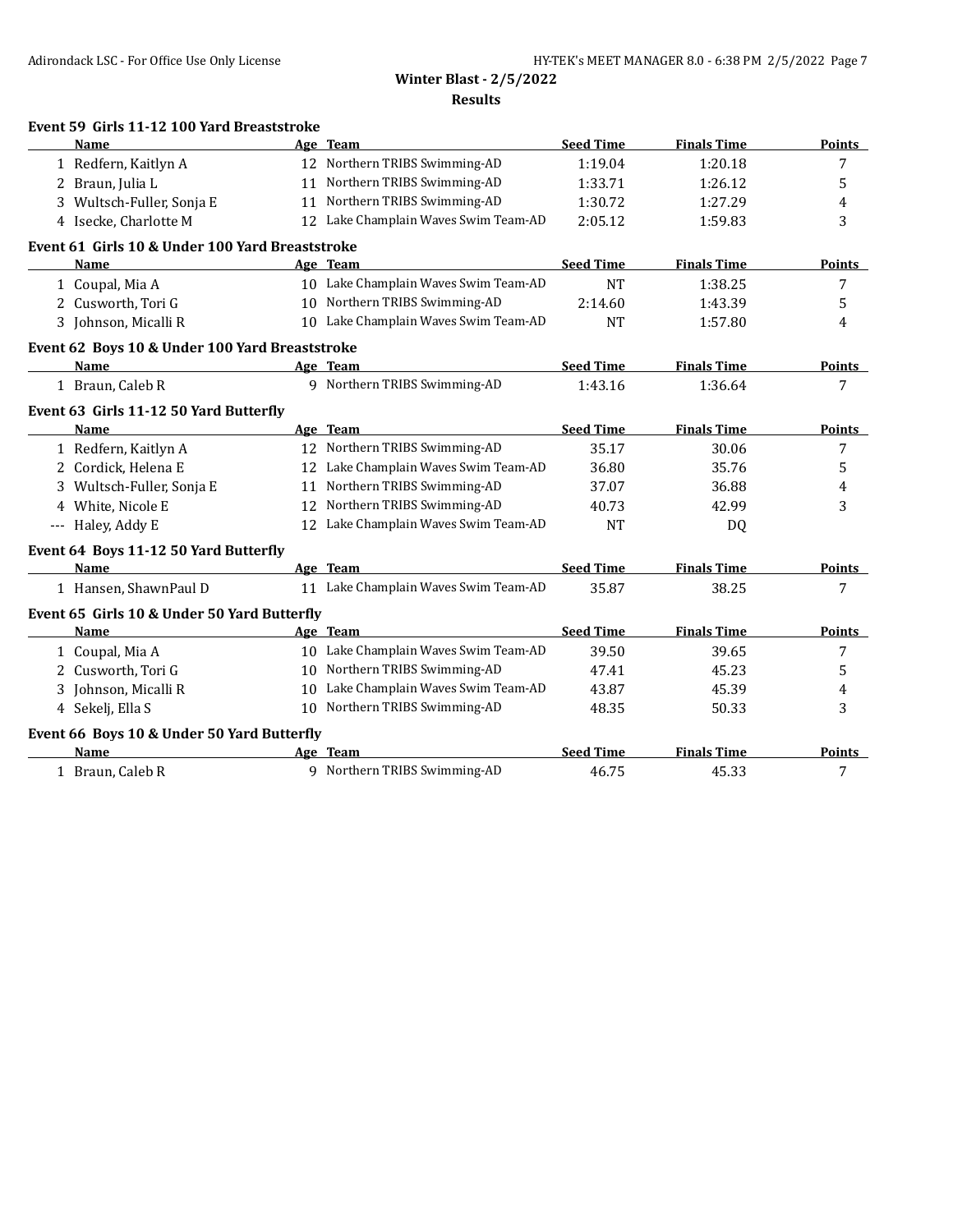**Winter Blast - 2/5/2022**

**Results**

### Event 59 Girls 11-12 100 Yard Breaststroke

| | Name | Age | Team | Seed Time | Finals Time | Points |
|---|---|---|---|---|---|---|
| 1 | Redfern, Kaitlyn A | 12 | Northern TRIBS Swimming-AD | 1:19.04 | 1:20.18 | 7 |
| 2 | Braun, Julia L | 11 | Northern TRIBS Swimming-AD | 1:33.71 | 1:26.12 | 5 |
| 3 | Wultsch-Fuller, Sonja E | 11 | Northern TRIBS Swimming-AD | 1:30.72 | 1:27.29 | 4 |
| 4 | Isecke, Charlotte M | 12 | Lake Champlain Waves Swim Team-AD | 2:05.12 | 1:59.83 | 3 |

### Event 61 Girls 10 & Under 100 Yard Breaststroke

| | Name | Age | Team | Seed Time | Finals Time | Points |
|---|---|---|---|---|---|---|
| 1 | Coupal, Mia A | 10 | Lake Champlain Waves Swim Team-AD | NT | 1:38.25 | 7 |
| 2 | Cusworth, Tori G | 10 | Northern TRIBS Swimming-AD | 2:14.60 | 1:43.39 | 5 |
| 3 | Johnson, Micalli R | 10 | Lake Champlain Waves Swim Team-AD | NT | 1:57.80 | 4 |

### Event 62 Boys 10 & Under 100 Yard Breaststroke

| | Name | Age | Team | Seed Time | Finals Time | Points |
|---|---|---|---|---|---|---|
| 1 | Braun, Caleb R | 9 | Northern TRIBS Swimming-AD | 1:43.16 | 1:36.64 | 7 |

### Event 63 Girls 11-12 50 Yard Butterfly

| | Name | Age | Team | Seed Time | Finals Time | Points |
|---|---|---|---|---|---|---|
| 1 | Redfern, Kaitlyn A | 12 | Northern TRIBS Swimming-AD | 35.17 | 30.06 | 7 |
| 2 | Cordick, Helena E | 12 | Lake Champlain Waves Swim Team-AD | 36.80 | 35.76 | 5 |
| 3 | Wultsch-Fuller, Sonja E | 11 | Northern TRIBS Swimming-AD | 37.07 | 36.88 | 4 |
| 4 | White, Nicole E | 12 | Northern TRIBS Swimming-AD | 40.73 | 42.99 | 3 |
| --- | Haley, Addy E | 12 | Lake Champlain Waves Swim Team-AD | NT | DQ | |

### Event 64 Boys 11-12 50 Yard Butterfly

| | Name | Age | Team | Seed Time | Finals Time | Points |
|---|---|---|---|---|---|---|
| 1 | Hansen, ShawnPaul D | 11 | Lake Champlain Waves Swim Team-AD | 35.87 | 38.25 | 7 |

### Event 65 Girls 10 & Under 50 Yard Butterfly

| | Name | Age | Team | Seed Time | Finals Time | Points |
|---|---|---|---|---|---|---|
| 1 | Coupal, Mia A | 10 | Lake Champlain Waves Swim Team-AD | 39.50 | 39.65 | 7 |
| 2 | Cusworth, Tori G | 10 | Northern TRIBS Swimming-AD | 47.41 | 45.23 | 5 |
| 3 | Johnson, Micalli R | 10 | Lake Champlain Waves Swim Team-AD | 43.87 | 45.39 | 4 |
| 4 | Sekelj, Ella S | 10 | Northern TRIBS Swimming-AD | 48.35 | 50.33 | 3 |

### Event 66 Boys 10 & Under 50 Yard Butterfly

| | Name | Age | Team | Seed Time | Finals Time | Points |
|---|---|---|---|---|---|---|
| 1 | Braun, Caleb R | 9 | Northern TRIBS Swimming-AD | 46.75 | 45.33 | 7 |